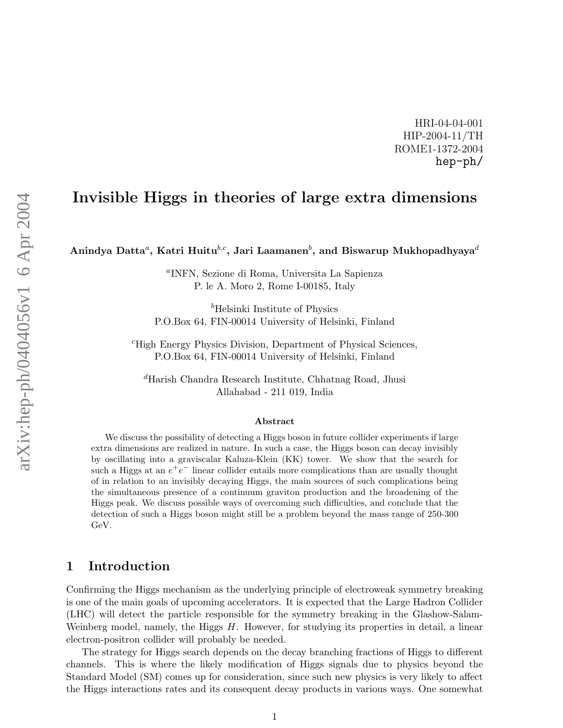HRI-04-04-001
HIP-2004-11/TH
ROME1-1372-2004
hep-ph/

# Invisible Higgs in theories of large extra dimensions

**Anindya Datta[a], Katri Huitu[b,c], Jari Laamanen[b], and Biswarup Mukhopadhyaya[d]**

[a]INFN, Sezione di Roma, Universita La Sapienza
P. le A. Moro 2, Rome I-00185, Italy

[b]Helsinki Institute of Physics
P.O.Box 64, FIN-00014 University of Helsinki, Finland

[c]High Energy Physics Division, Department of Physical Sciences,
P.O.Box 64, FIN-00014 University of Helsinki, Finland

[d]Harish Chandra Research Institute, Chhatnag Road, Jhusi
Allahabad - 211 019, India

## Abstract

We discuss the possibility of detecting a Higgs boson in future collider experiments if large extra dimensions are realized in nature. In such a case, the Higgs boson can decay invisibly by oscillating into a graviscalar Kaluza-Klein (KK) tower. We show that the search for such a Higgs at an $e^+e^-$ linear collider entails more complications than are usually thought of in relation to an invisibly decaying Higgs, the main sources of such complications being the simultaneous presence of a continuum graviton production and the broadening of the Higgs peak. We discuss possible ways of overcoming such difficulties, and conclude that the detection of such a Higgs boson might still be a problem beyond the mass range of 250-300 GeV.

## 1 Introduction

Confirming the Higgs mechanism as the underlying principle of electroweak symmetry breaking is one of the main goals of upcoming accelerators. It is expected that the Large Hadron Collider (LHC) will detect the particle responsible for the symmetry breaking in the Glashow-Salam-Weinberg model, namely, the Higgs $H$. However, for studying its properties in detail, a linear electron-positron collider will probably be needed.

The strategy for Higgs search depends on the decay branching fractions of Higgs to different channels. This is where the likely modification of Higgs signals due to physics beyond the Standard Model (SM) comes up for consideration, since such new physics is very likely to affect the Higgs interactions rates and its consequent decay products in various ways. One somewhat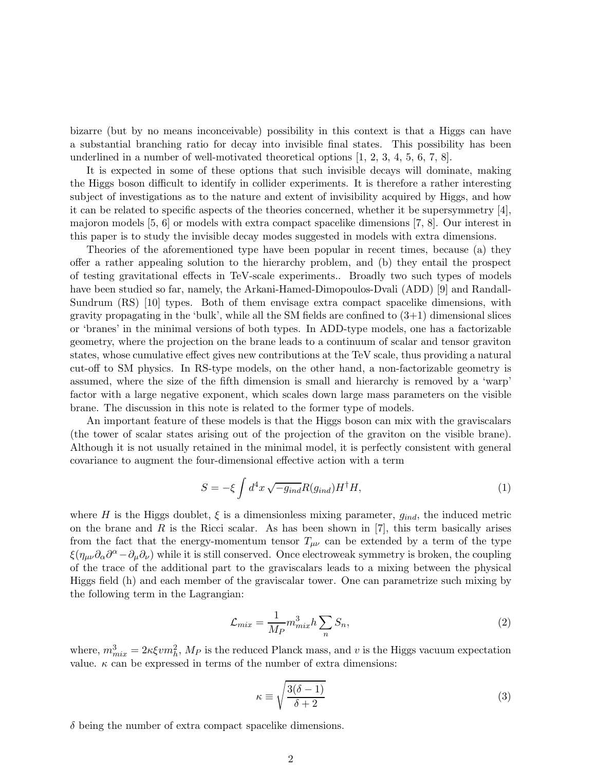bizarre (but by no means inconceivable) possibility in this context is that a Higgs can have a substantial branching ratio for decay into invisible final states. This possibility has been underlined in a number of well-motivated theoretical options [1, 2, 3, 4, 5, 6, 7, 8].

It is expected in some of these options that such invisible decays will dominate, making the Higgs boson difficult to identify in collider experiments. It is therefore a rather interesting subject of investigations as to the nature and extent of invisibility acquired by Higgs, and how it can be related to specific aspects of the theories concerned, whether it be supersymmetry [4], majoron models [5, 6] or models with extra compact spacelike dimensions [7, 8]. Our interest in this paper is to study the invisible decay modes suggested in models with extra dimensions.

Theories of the aforementioned type have been popular in recent times, because (a) they offer a rather appealing solution to the hierarchy problem, and (b) they entail the prospect of testing gravitational effects in TeV-scale experiments.. Broadly two such types of models have been studied so far, namely, the Arkani-Hamed-Dimopoulos-Dvali (ADD) [9] and Randall-Sundrum (RS) [10] types. Both of them envisage extra compact spacelike dimensions, with gravity propagating in the 'bulk', while all the SM fields are confined to (3+1) dimensional slices or 'branes' in the minimal versions of both types. In ADD-type models, one has a factorizable geometry, where the projection on the brane leads to a continuum of scalar and tensor graviton states, whose cumulative effect gives new contributions at the TeV scale, thus providing a natural cut-off to SM physics. In RS-type models, on the other hand, a non-factorizable geometry is assumed, where the size of the fifth dimension is small and hierarchy is removed by a 'warp' factor with a large negative exponent, which scales down large mass parameters on the visible brane. The discussion in this note is related to the former type of models.

An important feature of these models is that the Higgs boson can mix with the graviscalars (the tower of scalar states arising out of the projection of the graviton on the visible brane). Although it is not usually retained in the minimal model, it is perfectly consistent with general covariance to augment the four-dimensional effective action with a term

$$S = -\xi \int d^4x \sqrt{-g_{ind}} R(g_{ind}) H^\dagger H, \tag{1}$$

where $H$ is the Higgs doublet, $\xi$ is a dimensionless mixing parameter, $g_{ind}$, the induced metric on the brane and $R$ is the Ricci scalar. As has been shown in [7], this term basically arises from the fact that the energy-momentum tensor $T_{\mu\nu}$ can be extended by a term of the type $\xi(\eta_{\mu\nu}\partial_\alpha\partial^\alpha - \partial_\mu\partial_\nu)$ while it is still conserved. Once electroweak symmetry is broken, the coupling of the trace of the additional part to the graviscalars leads to a mixing between the physical Higgs field (h) and each member of the graviscalar tower. One can parametrize such mixing by the following term in the Lagrangian:

$$\mathcal{L}_{mix} = \frac{1}{M_P} m_{mix}^3 h \sum_n S_n, \tag{2}$$

where, $m_{mix}^3 = 2\kappa\xi v m_h^2$, $M_P$ is the reduced Planck mass, and $v$ is the Higgs vacuum expectation value. $\kappa$ can be expressed in terms of the number of extra dimensions:

$$\kappa \equiv \sqrt{\frac{3(\delta - 1)}{\delta + 2}} \tag{3}$$

$\delta$ being the number of extra compact spacelike dimensions.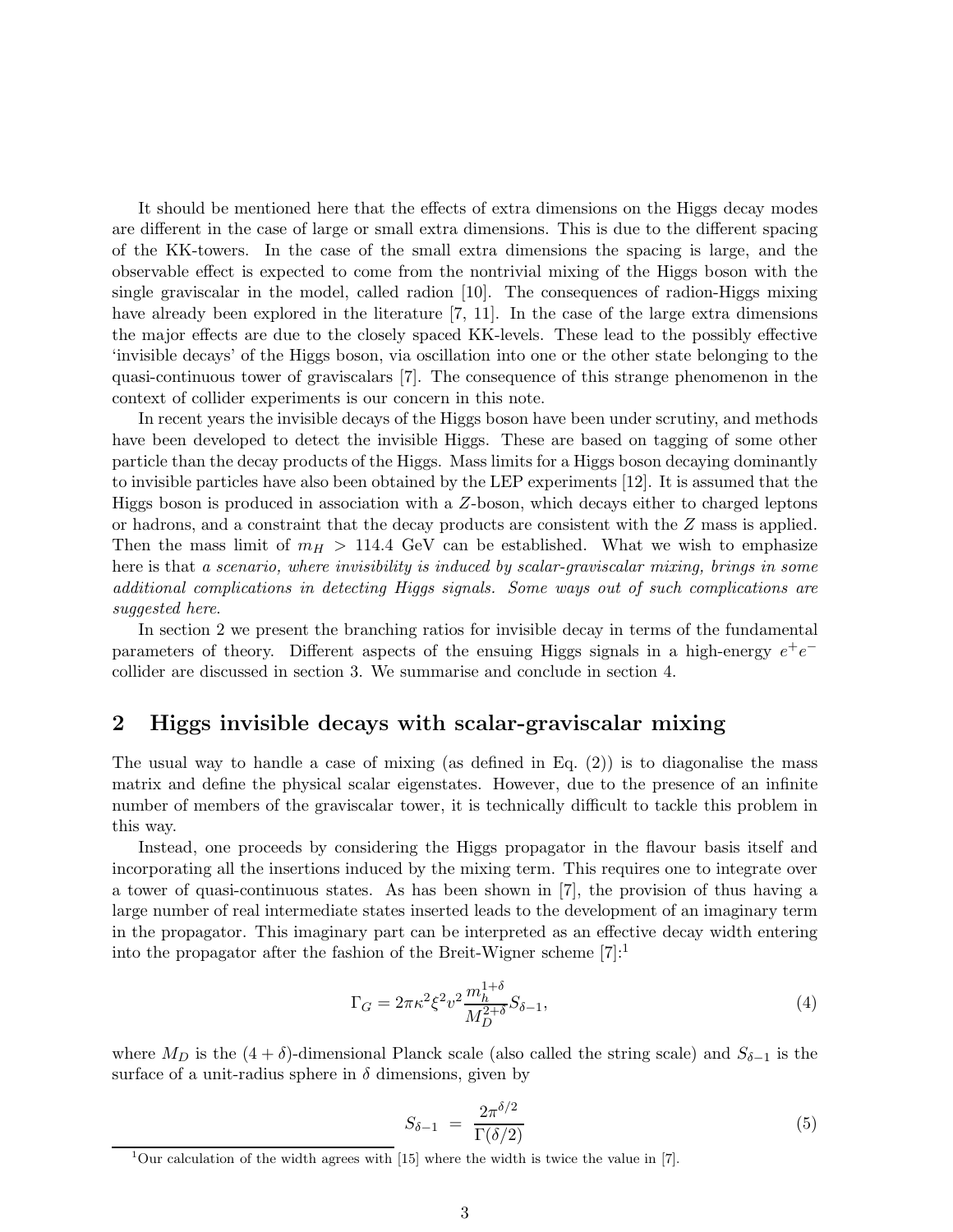It should be mentioned here that the effects of extra dimensions on the Higgs decay modes are different in the case of large or small extra dimensions. This is due to the different spacing of the KK-towers. In the case of the small extra dimensions the spacing is large, and the observable effect is expected to come from the nontrivial mixing of the Higgs boson with the single graviscalar in the model, called radion [10]. The consequences of radion-Higgs mixing have already been explored in the literature [7, 11]. In the case of the large extra dimensions the major effects are due to the closely spaced KK-levels. These lead to the possibly effective 'invisible decays' of the Higgs boson, via oscillation into one or the other state belonging to the quasi-continuous tower of graviscalars [7]. The consequence of this strange phenomenon in the context of collider experiments is our concern in this note.

In recent years the invisible decays of the Higgs boson have been under scrutiny, and methods have been developed to detect the invisible Higgs. These are based on tagging of some other particle than the decay products of the Higgs. Mass limits for a Higgs boson decaying dominantly to invisible particles have also been obtained by the LEP experiments [12]. It is assumed that the Higgs boson is produced in association with a $Z$-boson, which decays either to charged leptons or hadrons, and a constraint that the decay products are consistent with the $Z$ mass is applied. Then the mass limit of $m_H > 114.4$ GeV can be established. What we wish to emphasize here is that *a scenario, where invisibility is induced by scalar-graviscalar mixing, brings in some additional complications in detecting Higgs signals. Some ways out of such complications are suggested here.*

In section 2 we present the branching ratios for invisible decay in terms of the fundamental parameters of theory. Different aspects of the ensuing Higgs signals in a high-energy $e^+e^-$ collider are discussed in section 3. We summarise and conclude in section 4.

## 2 Higgs invisible decays with scalar-graviscalar mixing

The usual way to handle a case of mixing (as defined in Eq. (2)) is to diagonalise the mass matrix and define the physical scalar eigenstates. However, due to the presence of an infinite number of members of the graviscalar tower, it is technically difficult to tackle this problem in this way.

Instead, one proceeds by considering the Higgs propagator in the flavour basis itself and incorporating all the insertions induced by the mixing term. This requires one to integrate over a tower of quasi-continuous states. As has been shown in [7], the provision of thus having a large number of real intermediate states inserted leads to the development of an imaginary term in the propagator. This imaginary part can be interpreted as an effective decay width entering into the propagator after the fashion of the Breit-Wigner scheme [7]:[1]

$$\Gamma_G = 2\pi\kappa^2\xi^2 v^2 \frac{m_h^{1+\delta}}{M_D^{2+\delta}} S_{\delta-1}, \tag{4}$$

where $M_D$ is the $(4+\delta)$-dimensional Planck scale (also called the string scale) and $S_{\delta-1}$ is the surface of a unit-radius sphere in $\delta$ dimensions, given by

$$S_{\delta-1} \;=\; \frac{2\pi^{\delta/2}}{\Gamma(\delta/2)} \tag{5}$$

[1] Our calculation of the width agrees with [15] where the width is twice the value in [7].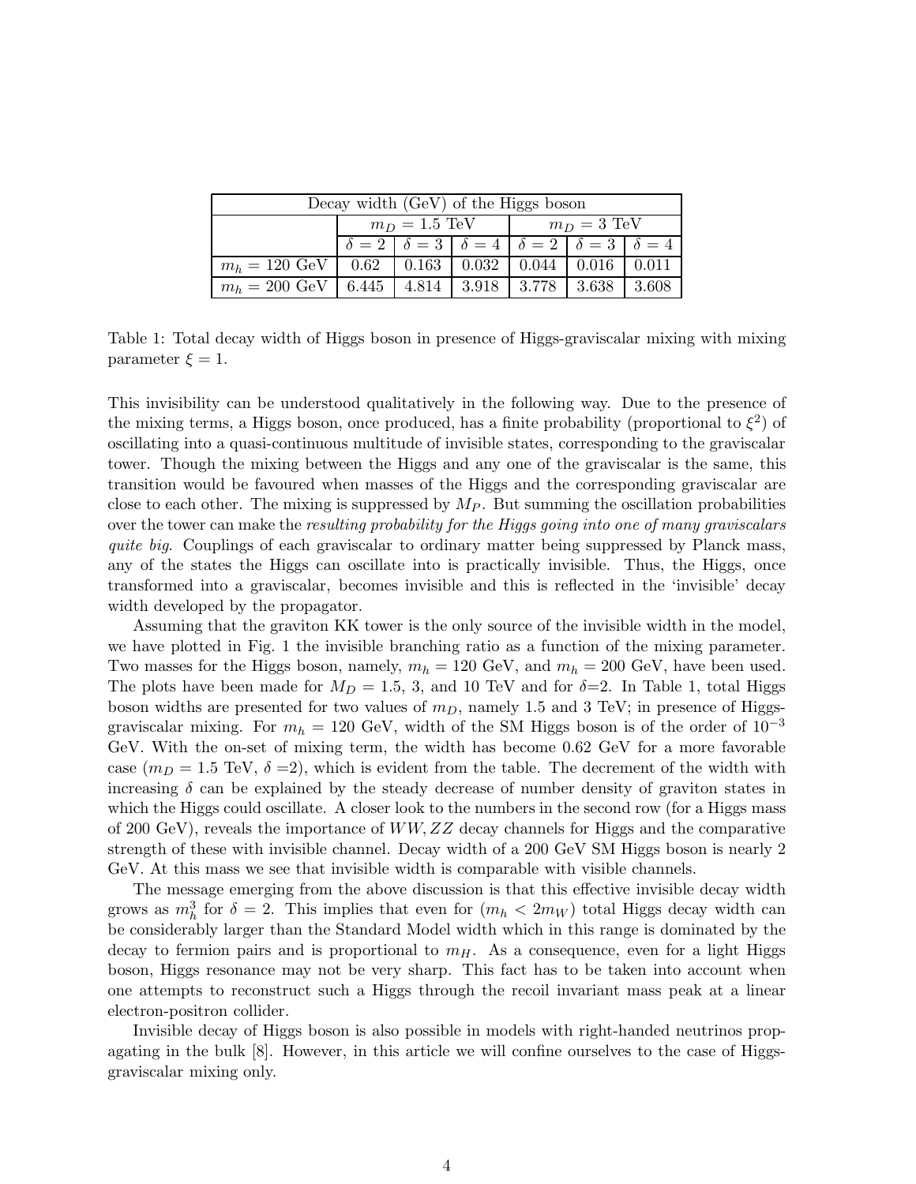| Decay width (GeV) of the Higgs boson | | | | | | |
|---|---|---|---|---|---|---|
| | $m_D = 1.5$ TeV | | | $m_D = 3$ TeV | | |
| | $\delta = 2$ | $\delta = 3$ | $\delta = 4$ | $\delta = 2$ | $\delta = 3$ | $\delta = 4$ |
| $m_h = 120$ GeV | 0.62 | 0.163 | 0.032 | 0.044 | 0.016 | 0.011 |
| $m_h = 200$ GeV | 6.445 | 4.814 | 3.918 | 3.778 | 3.638 | 3.608 |

Table 1: Total decay width of Higgs boson in presence of Higgs-graviscalar mixing with mixing parameter $\xi = 1$.

This invisibility can be understood qualitatively in the following way. Due to the presence of the mixing terms, a Higgs boson, once produced, has a finite probability (proportional to $\xi^2$) of oscillating into a quasi-continuous multitude of invisible states, corresponding to the graviscalar tower. Though the mixing between the Higgs and any one of the graviscalar is the same, this transition would be favoured when masses of the Higgs and the corresponding graviscalar are close to each other. The mixing is suppressed by $M_P$. But summing the oscillation probabilities over the tower can make the *resulting probability for the Higgs going into one of many graviscalars quite big*. Couplings of each graviscalar to ordinary matter being suppressed by Planck mass, any of the states the Higgs can oscillate into is practically invisible. Thus, the Higgs, once transformed into a graviscalar, becomes invisible and this is reflected in the 'invisible' decay width developed by the propagator.

Assuming that the graviton KK tower is the only source of the invisible width in the model, we have plotted in Fig. 1 the invisible branching ratio as a function of the mixing parameter. Two masses for the Higgs boson, namely, $m_h = 120$ GeV, and $m_h = 200$ GeV, have been used. The plots have been made for $M_D = 1.5$, 3, and 10 TeV and for $\delta$=2. In Table 1, total Higgs boson widths are presented for two values of $m_D$, namely 1.5 and 3 TeV; in presence of Higgs-graviscalar mixing. For $m_h = 120$ GeV, width of the SM Higgs boson is of the order of $10^{-3}$ GeV. With the on-set of mixing term, the width has become 0.62 GeV for a more favorable case ($m_D = 1.5$ TeV, $\delta$ =2), which is evident from the table. The decrement of the width with increasing $\delta$ can be explained by the steady decrease of number density of graviton states in which the Higgs could oscillate. A closer look to the numbers in the second row (for a Higgs mass of 200 GeV), reveals the importance of $WW, ZZ$ decay channels for Higgs and the comparative strength of these with invisible channel. Decay width of a 200 GeV SM Higgs boson is nearly 2 GeV. At this mass we see that invisible width is comparable with visible channels.

The message emerging from the above discussion is that this effective invisible decay width grows as $m_h^3$ for $\delta = 2$. This implies that even for ($m_h < 2m_W$) total Higgs decay width can be considerably larger than the Standard Model width which in this range is dominated by the decay to fermion pairs and is proportional to $m_H$. As a consequence, even for a light Higgs boson, Higgs resonance may not be very sharp. This fact has to be taken into account when one attempts to reconstruct such a Higgs through the recoil invariant mass peak at a linear electron-positron collider.

Invisible decay of Higgs boson is also possible in models with right-handed neutrinos propagating in the bulk [8]. However, in this article we will confine ourselves to the case of Higgs-graviscalar mixing only.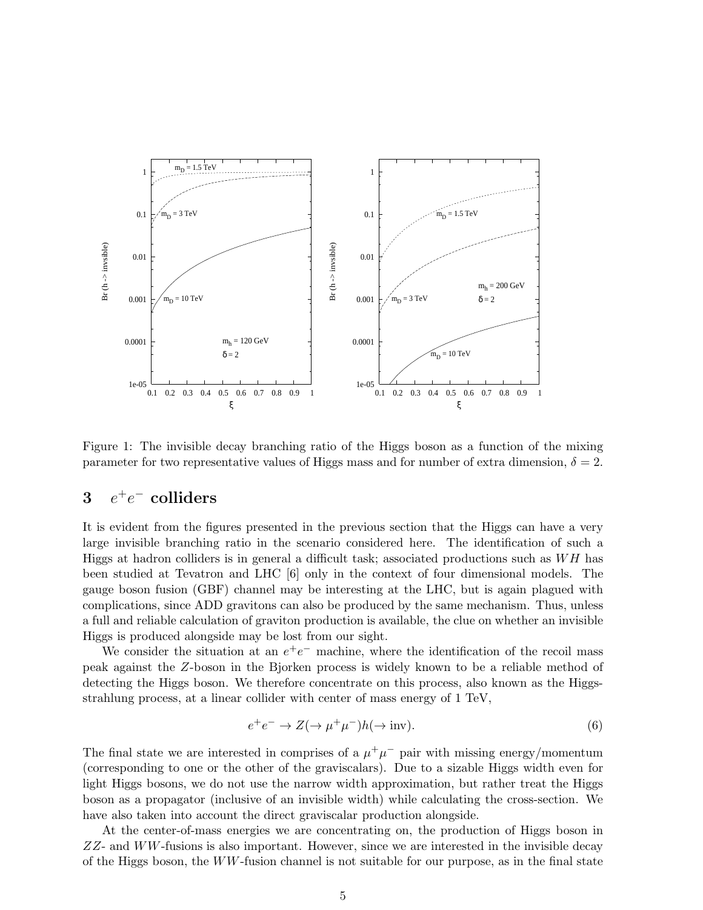Figure 1: The invisible decay branching ratio of the Higgs boson as a function of the mixing parameter for two representative values of Higgs mass and for number of extra dimension, $\delta = 2$.

## 3 $e^+e^-$ colliders

It is evident from the figures presented in the previous section that the Higgs can have a very large invisible branching ratio in the scenario considered here. The identification of such a Higgs at hadron colliders is in general a difficult task; associated productions such as $WH$ has been studied at Tevatron and LHC [6] only in the context of four dimensional models. The gauge boson fusion (GBF) channel may be interesting at the LHC, but is again plagued with complications, since ADD gravitons can also be produced by the same mechanism. Thus, unless a full and reliable calculation of graviton production is available, the clue on whether an invisible Higgs is produced alongside may be lost from our sight.

We consider the situation at an $e^+e^-$ machine, where the identification of the recoil mass peak against the $Z$-boson in the Bjorken process is widely known to be a reliable method of detecting the Higgs boson. We therefore concentrate on this process, also known as the Higgs-strahlung process, at a linear collider with center of mass energy of 1 TeV,

$$e^+e^- \to Z(\to \mu^+\mu^-)h(\to \text{inv}). \tag{6}$$

The final state we are interested in comprises of a $\mu^+\mu^-$ pair with missing energy/momentum (corresponding to one or the other of the graviscalars). Due to a sizable Higgs width even for light Higgs bosons, we do not use the narrow width approximation, but rather treat the Higgs boson as a propagator (inclusive of an invisible width) while calculating the cross-section. We have also taken into account the direct graviscalar production alongside.

At the center-of-mass energies we are concentrating on, the production of Higgs boson in $ZZ$- and $WW$-fusions is also important. However, since we are interested in the invisible decay of the Higgs boson, the $WW$-fusion channel is not suitable for our purpose, as in the final state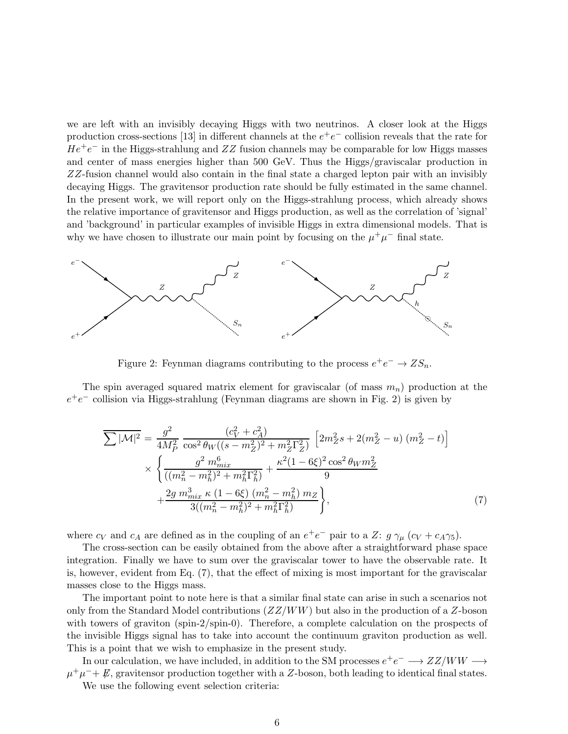we are left with an invisibly decaying Higgs with two neutrinos. A closer look at the Higgs production cross-sections [13] in different channels at the $e^+e^-$ collision reveals that the rate for $He^+e^-$ in the Higgs-strahlung and $ZZ$ fusion channels may be comparable for low Higgs masses and center of mass energies higher than 500 GeV. Thus the Higgs/graviscalar production in $ZZ$-fusion channel would also contain in the final state a charged lepton pair with an invisibly decaying Higgs. The gravitensor production rate should be fully estimated in the same channel. In the present work, we will report only on the Higgs-strahlung process, which already shows the relative importance of gravitensor and Higgs production, as well as the correlation of 'signal' and 'background' in particular examples of invisible Higgs in extra dimensional models. That is why we have chosen to illustrate our main point by focusing on the $\mu^+\mu^-$ final state.

Figure 2: Feynman diagrams contributing to the process $e^+e^- \to ZS_n$.

The spin averaged squared matrix element for graviscalar (of mass $m_n$) production at the $e^+e^-$ collision via Higgs-strahlung (Feynman diagrams are shown in Fig. 2) is given by

$$
\begin{aligned}
\overline{\sum |\mathcal{M}|^2} = & \frac{g^2}{4M_P^2} \frac{(c_V^2 + c_A^2)}{\cos^2\theta_W((s-m_Z^2)^2 + m_Z^2\Gamma_Z^2)} \left[2m_Z^2 s + 2(m_Z^2 - u)\,(m_Z^2 - t)\right] \\
& \times \left\{ \frac{g^2\, m_{mix}^6}{((m_n^2 - m_h^2)^2 + m_h^2\Gamma_h^2)} + \frac{\kappa^2(1-6\xi)^2\cos^2\theta_W m_Z^2}{9} \right. \\
& \left. + \frac{2g\, m_{mix}^3\, \kappa\, (1-6\xi)\, (m_n^2 - m_h^2)\, m_Z}{3((m_n^2 - m_h^2)^2 + m_h^2\Gamma_h^2)} \right\},
\end{aligned} \tag{7}
$$

where $c_V$ and $c_A$ are defined as in the coupling of an $e^+e^-$ pair to a $Z$: $g\,\gamma_\mu\,(c_V + c_A\gamma_5)$.

The cross-section can be easily obtained from the above after a straightforward phase space integration. Finally we have to sum over the graviscalar tower to have the observable rate. It is, however, evident from Eq. (7), that the effect of mixing is most important for the graviscalar masses close to the Higgs mass.

The important point to note here is that a similar final state can arise in such a scenarios not only from the Standard Model contributions ($ZZ/WW$) but also in the production of a $Z$-boson with towers of graviton (spin-2/spin-0). Therefore, a complete calculation on the prospects of the invisible Higgs signal has to take into account the continuum graviton production as well. This is a point that we wish to emphasize in the present study.

In our calculation, we have included, in addition to the SM processes $e^+e^- \longrightarrow ZZ/WW \longrightarrow \mu^+\mu^- + \not{E}$, gravitensor production together with a $Z$-boson, both leading to identical final states.

We use the following event selection criteria: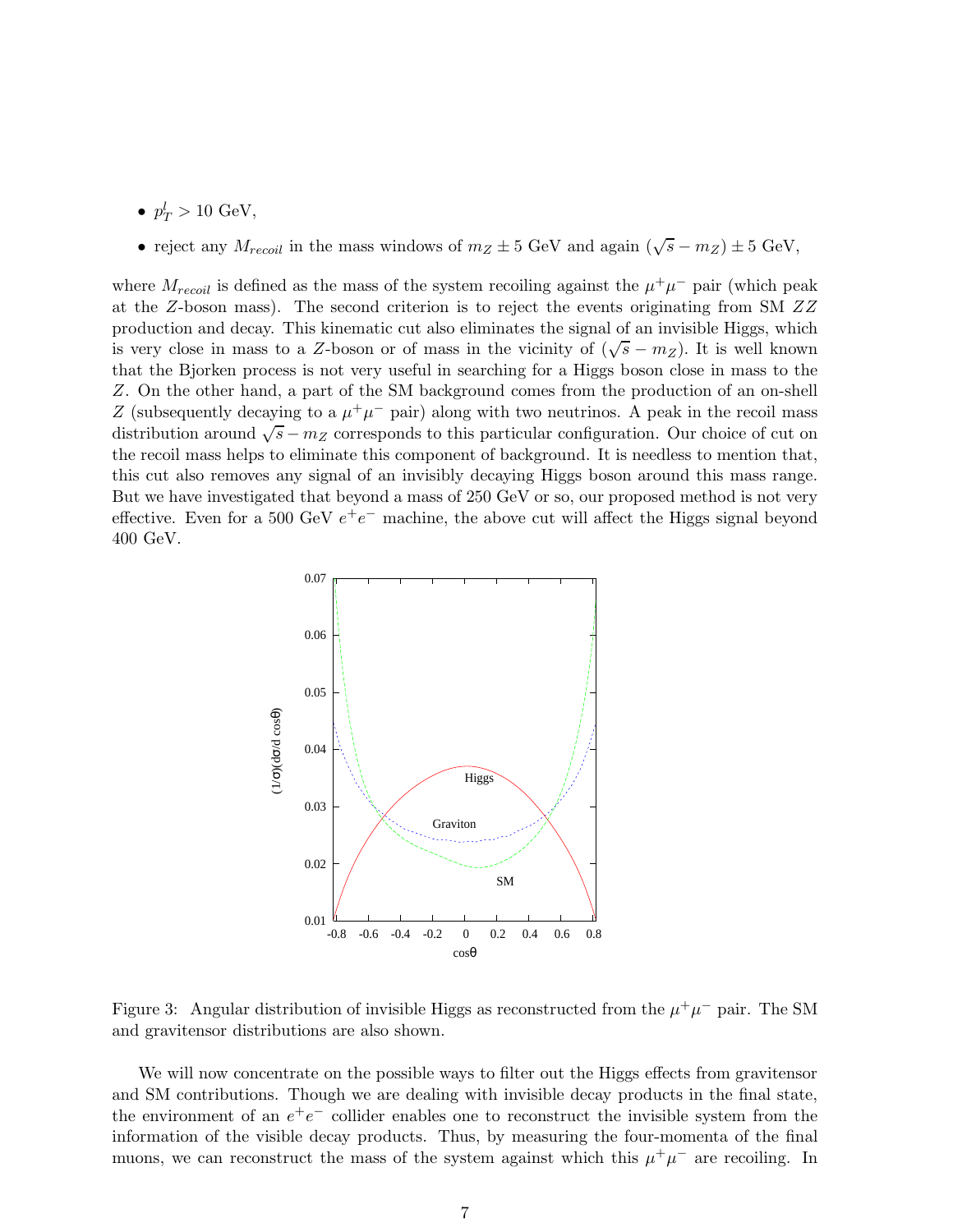- $p_T^l > 10$ GeV,
- reject any $M_{recoil}$ in the mass windows of $m_Z \pm 5$ GeV and again $(\sqrt{s} - m_Z) \pm 5$ GeV,

where $M_{recoil}$ is defined as the mass of the system recoiling against the $\mu^+\mu^-$ pair (which peak at the $Z$-boson mass). The second criterion is to reject the events originating from SM $ZZ$ production and decay. This kinematic cut also eliminates the signal of an invisible Higgs, which is very close in mass to a $Z$-boson or of mass in the vicinity of $(\sqrt{s} - m_Z)$. It is well known that the Bjorken process is not very useful in searching for a Higgs boson close in mass to the $Z$. On the other hand, a part of the SM background comes from the production of an on-shell $Z$ (subsequently decaying to a $\mu^+\mu^-$ pair) along with two neutrinos. A peak in the recoil mass distribution around $\sqrt{s} - m_Z$ corresponds to this particular configuration. Our choice of cut on the recoil mass helps to eliminate this component of background. It is needless to mention that, this cut also removes any signal of an invisibly decaying Higgs boson around this mass range. But we have investigated that beyond a mass of 250 GeV or so, our proposed method is not very effective. Even for a 500 GeV $e^+e^-$ machine, the above cut will affect the Higgs signal beyond 400 GeV.

Figure 3: Angular distribution of invisible Higgs as reconstructed from the $\mu^+\mu^-$ pair. The SM and gravitensor distributions are also shown.

We will now concentrate on the possible ways to filter out the Higgs effects from gravitensor and SM contributions. Though we are dealing with invisible decay products in the final state, the environment of an $e^+e^-$ collider enables one to reconstruct the invisible system from the information of the visible decay products. Thus, by measuring the four-momenta of the final muons, we can reconstruct the mass of the system against which this $\mu^+\mu^-$ are recoiling. In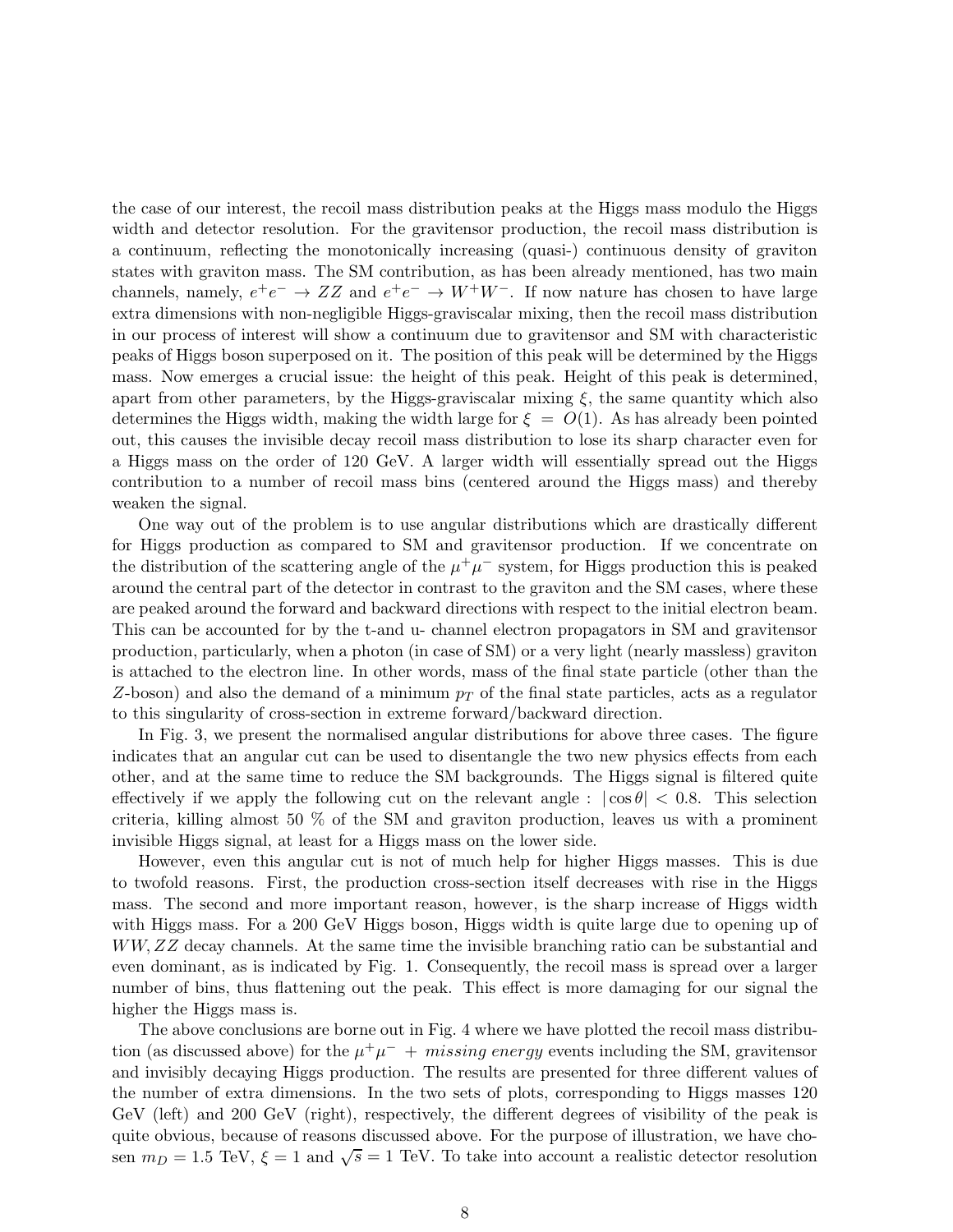the case of our interest, the recoil mass distribution peaks at the Higgs mass modulo the Higgs width and detector resolution. For the gravitensor production, the recoil mass distribution is a continuum, reflecting the monotonically increasing (quasi-) continuous density of graviton states with graviton mass. The SM contribution, as has been already mentioned, has two main channels, namely, $e^+e^- \to ZZ$ and $e^+e^- \to W^+W^-$. If now nature has chosen to have large extra dimensions with non-negligible Higgs-graviscalar mixing, then the recoil mass distribution in our process of interest will show a continuum due to gravitensor and SM with characteristic peaks of Higgs boson superposed on it. The position of this peak will be determined by the Higgs mass. Now emerges a crucial issue: the height of this peak. Height of this peak is determined, apart from other parameters, by the Higgs-graviscalar mixing $\xi$, the same quantity which also determines the Higgs width, making the width large for $\xi = O(1)$. As has already been pointed out, this causes the invisible decay recoil mass distribution to lose its sharp character even for a Higgs mass on the order of 120 GeV. A larger width will essentially spread out the Higgs contribution to a number of recoil mass bins (centered around the Higgs mass) and thereby weaken the signal.

One way out of the problem is to use angular distributions which are drastically different for Higgs production as compared to SM and gravitensor production. If we concentrate on the distribution of the scattering angle of the $\mu^+\mu^-$ system, for Higgs production this is peaked around the central part of the detector in contrast to the graviton and the SM cases, where these are peaked around the forward and backward directions with respect to the initial electron beam. This can be accounted for by the t-and u- channel electron propagators in SM and gravitensor production, particularly, when a photon (in case of SM) or a very light (nearly massless) graviton is attached to the electron line. In other words, mass of the final state particle (other than the $Z$-boson) and also the demand of a minimum $p_T$ of the final state particles, acts as a regulator to this singularity of cross-section in extreme forward/backward direction.

In Fig. 3, we present the normalised angular distributions for above three cases. The figure indicates that an angular cut can be used to disentangle the two new physics effects from each other, and at the same time to reduce the SM backgrounds. The Higgs signal is filtered quite effectively if we apply the following cut on the relevant angle : $|\cos\theta| < 0.8$. This selection criteria, killing almost 50 % of the SM and graviton production, leaves us with a prominent invisible Higgs signal, at least for a Higgs mass on the lower side.

However, even this angular cut is not of much help for higher Higgs masses. This is due to twofold reasons. First, the production cross-section itself decreases with rise in the Higgs mass. The second and more important reason, however, is the sharp increase of Higgs width with Higgs mass. For a 200 GeV Higgs boson, Higgs width is quite large due to opening up of $WW, ZZ$ decay channels. At the same time the invisible branching ratio can be substantial and even dominant, as is indicated by Fig. 1. Consequently, the recoil mass is spread over a larger number of bins, thus flattening out the peak. This effect is more damaging for our signal the higher the Higgs mass is.

The above conclusions are borne out in Fig. 4 where we have plotted the recoil mass distribution (as discussed above) for the $\mu^+\mu^-$ + *missing energy* events including the SM, gravitensor and invisibly decaying Higgs production. The results are presented for three different values of the number of extra dimensions. In the two sets of plots, corresponding to Higgs masses 120 GeV (left) and 200 GeV (right), respectively, the different degrees of visibility of the peak is quite obvious, because of reasons discussed above. For the purpose of illustration, we have chosen $m_D = 1.5$ TeV, $\xi = 1$ and $\sqrt{s} = 1$ TeV. To take into account a realistic detector resolution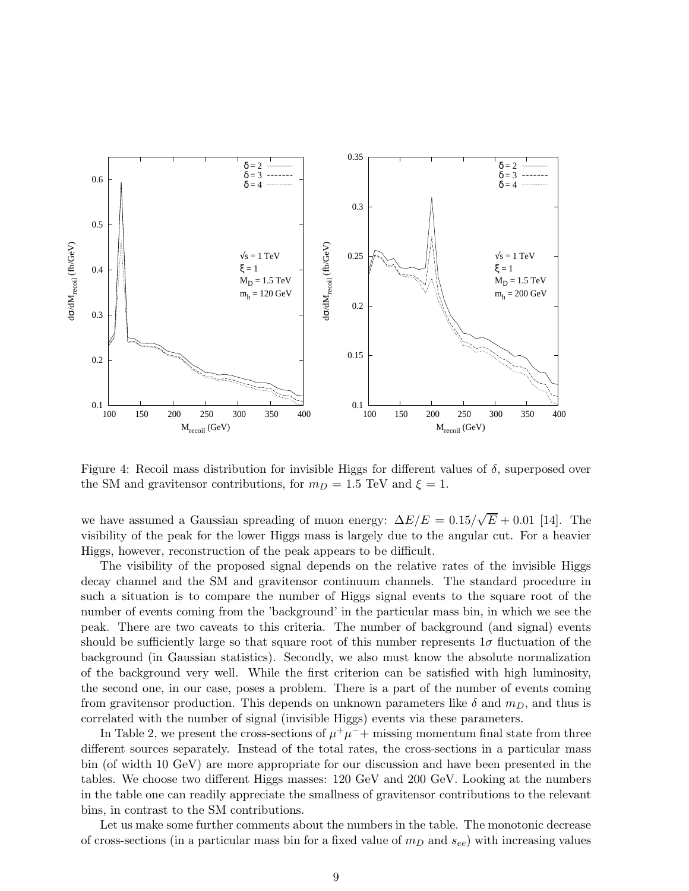Figure 4: Recoil mass distribution for invisible Higgs for different values of $\delta$, superposed over the SM and gravitensor contributions, for $m_D = 1.5$ TeV and $\xi = 1$.

we have assumed a Gaussian spreading of muon energy: $\Delta E/E = 0.15/\sqrt{E} + 0.01$ [14]. The visibility of the peak for the lower Higgs mass is largely due to the angular cut. For a heavier Higgs, however, reconstruction of the peak appears to be difficult.

The visibility of the proposed signal depends on the relative rates of the invisible Higgs decay channel and the SM and gravitensor continuum channels. The standard procedure in such a situation is to compare the number of Higgs signal events to the square root of the number of events coming from the 'background' in the particular mass bin, in which we see the peak. There are two caveats to this criteria. The number of background (and signal) events should be sufficiently large so that square root of this number represents $1\sigma$ fluctuation of the background (in Gaussian statistics). Secondly, we also must know the absolute normalization of the background very well. While the first criterion can be satisfied with high luminosity, the second one, in our case, poses a problem. There is a part of the number of events coming from gravitensor production. This depends on unknown parameters like $\delta$ and $m_D$, and thus is correlated with the number of signal (invisible Higgs) events via these parameters.

In Table 2, we present the cross-sections of $\mu^+\mu^- +$ missing momentum final state from three different sources separately. Instead of the total rates, the cross-sections in a particular mass bin (of width 10 GeV) are more appropriate for our discussion and have been presented in the tables. We choose two different Higgs masses: 120 GeV and 200 GeV. Looking at the numbers in the table one can readily appreciate the smallness of gravitensor contributions to the relevant bins, in contrast to the SM contributions.

Let us make some further comments about the numbers in the table. The monotonic decrease of cross-sections (in a particular mass bin for a fixed value of $m_D$ and $s_{ee}$) with increasing values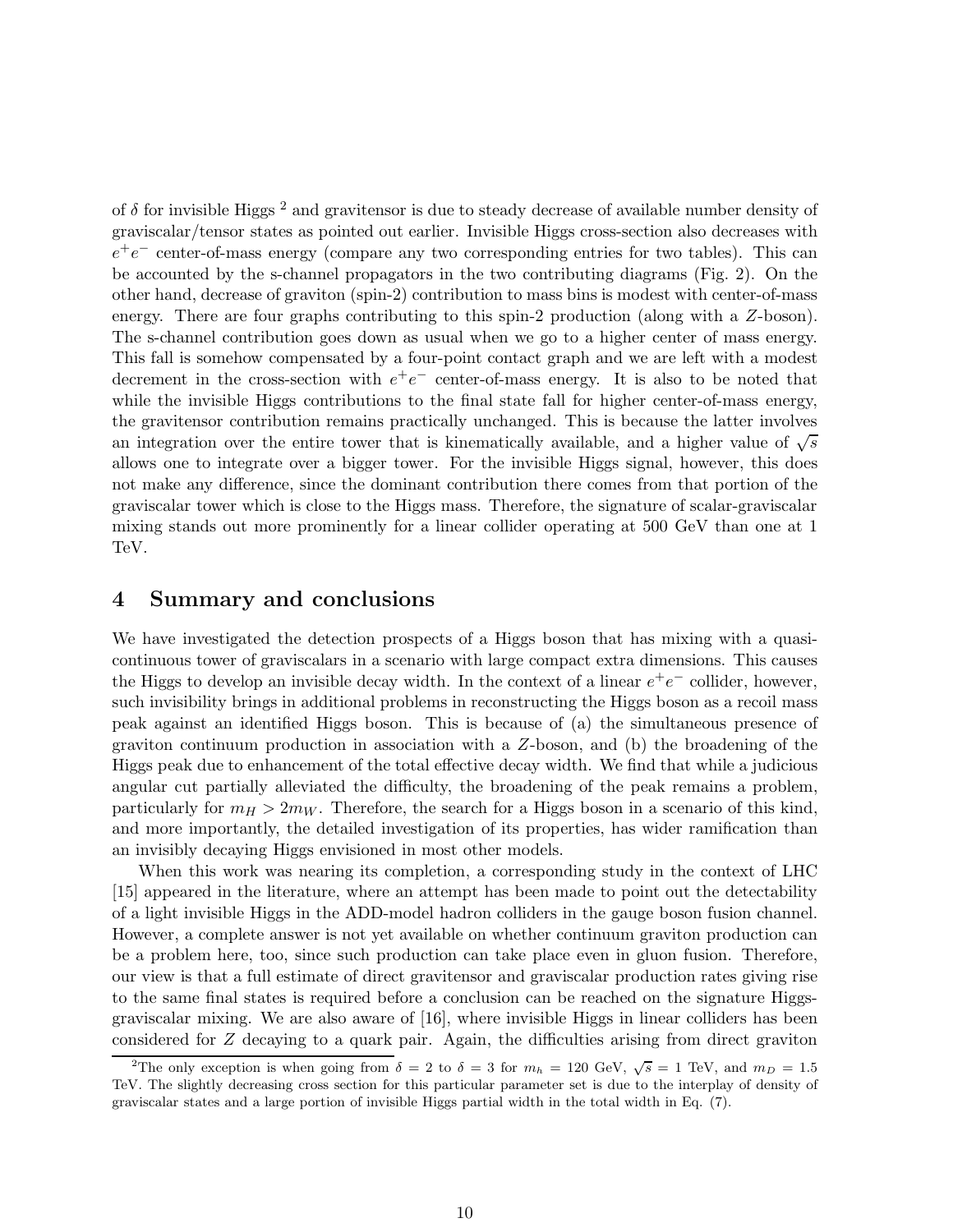of $\delta$ for invisible Higgs [2] and gravitensor is due to steady decrease of available number density of graviscalar/tensor states as pointed out earlier. Invisible Higgs cross-section also decreases with $e^+e^-$ center-of-mass energy (compare any two corresponding entries for two tables). This can be accounted by the s-channel propagators in the two contributing diagrams (Fig. 2). On the other hand, decrease of graviton (spin-2) contribution to mass bins is modest with center-of-mass energy. There are four graphs contributing to this spin-2 production (along with a $Z$-boson). The s-channel contribution goes down as usual when we go to a higher center of mass energy. This fall is somehow compensated by a four-point contact graph and we are left with a modest decrement in the cross-section with $e^+e^-$ center-of-mass energy. It is also to be noted that while the invisible Higgs contributions to the final state fall for higher center-of-mass energy, the gravitensor contribution remains practically unchanged. This is because the latter involves an integration over the entire tower that is kinematically available, and a higher value of $\sqrt{s}$ allows one to integrate over a bigger tower. For the invisible Higgs signal, however, this does not make any difference, since the dominant contribution there comes from that portion of the graviscalar tower which is close to the Higgs mass. Therefore, the signature of scalar-graviscalar mixing stands out more prominently for a linear collider operating at 500 GeV than one at 1 TeV.

## 4 Summary and conclusions

We have investigated the detection prospects of a Higgs boson that has mixing with a quasi-continuous tower of graviscalars in a scenario with large compact extra dimensions. This causes the Higgs to develop an invisible decay width. In the context of a linear $e^+e^-$ collider, however, such invisibility brings in additional problems in reconstructing the Higgs boson as a recoil mass peak against an identified Higgs boson. This is because of (a) the simultaneous presence of graviton continuum production in association with a $Z$-boson, and (b) the broadening of the Higgs peak due to enhancement of the total effective decay width. We find that while a judicious angular cut partially alleviated the difficulty, the broadening of the peak remains a problem, particularly for $m_H > 2m_W$. Therefore, the search for a Higgs boson in a scenario of this kind, and more importantly, the detailed investigation of its properties, has wider ramification than an invisibly decaying Higgs envisioned in most other models.

When this work was nearing its completion, a corresponding study in the context of LHC [15] appeared in the literature, where an attempt has been made to point out the detectability of a light invisible Higgs in the ADD-model hadron colliders in the gauge boson fusion channel. However, a complete answer is not yet available on whether continuum graviton production can be a problem here, too, since such production can take place even in gluon fusion. Therefore, our view is that a full estimate of direct gravitensor and graviscalar production rates giving rise to the same final states is required before a conclusion can be reached on the signature Higgs-graviscalar mixing. We are also aware of [16], where invisible Higgs in linear colliders has been considered for $Z$ decaying to a quark pair. Again, the difficulties arising from direct graviton

[2] The only exception is when going from $\delta = 2$ to $\delta = 3$ for $m_h = 120$ GeV, $\sqrt{s} = 1$ TeV, and $m_D = 1.5$ TeV. The slightly decreasing cross section for this particular parameter set is due to the interplay of density of graviscalar states and a large portion of invisible Higgs partial width in the total width in Eq. (7).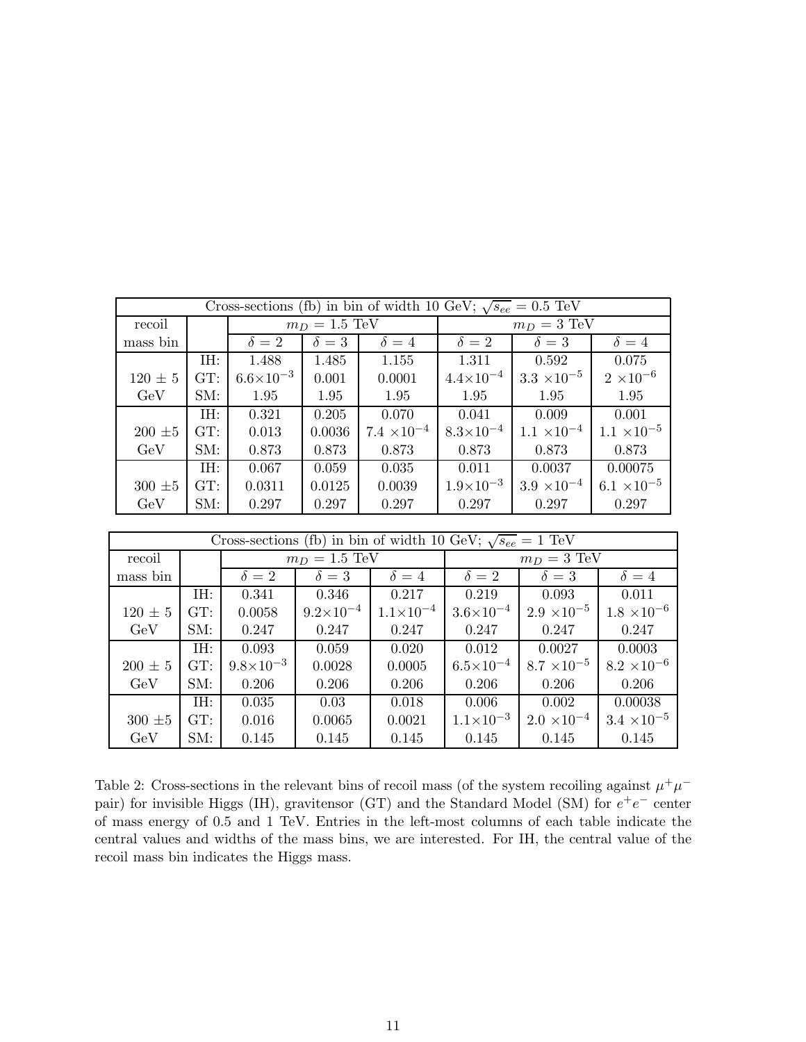| Cross-sections (fb) in bin of width 10 GeV; $\sqrt{s_{ee}} = 0.5$ TeV | | | | | | | |
|---|---|---|---|---|---|---|---|
| recoil | | $m_D = 1.5$ TeV | | | $m_D = 3$ TeV | | |
| mass bin | | $\delta = 2$ | $\delta = 3$ | $\delta = 4$ | $\delta = 2$ | $\delta = 3$ | $\delta = 4$ |
| | IH: | 1.488 | 1.485 | 1.155 | 1.311 | 0.592 | 0.075 |
| $120 \pm 5$ | GT: | $6.6\times10^{-3}$ | 0.001 | 0.0001 | $4.4\times10^{-4}$ | $3.3\times10^{-5}$ | $2\times10^{-6}$ |
| GeV | SM: | 1.95 | 1.95 | 1.95 | 1.95 | 1.95 | 1.95 |
| | IH: | 0.321 | 0.205 | 0.070 | 0.041 | 0.009 | 0.001 |
| $200 \pm 5$ | GT: | 0.013 | 0.0036 | $7.4\times10^{-4}$ | $8.3\times10^{-4}$ | $1.1\times10^{-4}$ | $1.1\times10^{-5}$ |
| GeV | SM: | 0.873 | 0.873 | 0.873 | 0.873 | 0.873 | 0.873 |
| | IH: | 0.067 | 0.059 | 0.035 | 0.011 | 0.0037 | 0.00075 |
| $300 \pm 5$ | GT: | 0.0311 | 0.0125 | 0.0039 | $1.9\times10^{-3}$ | $3.9\times10^{-4}$ | $6.1\times10^{-5}$ |
| GeV | SM: | 0.297 | 0.297 | 0.297 | 0.297 | 0.297 | 0.297 |

| Cross-sections (fb) in bin of width 10 GeV; $\sqrt{s_{ee}} = 1$ TeV | | | | | | | |
|---|---|---|---|---|---|---|---|
| recoil | | $m_D = 1.5$ TeV | | | $m_D = 3$ TeV | | |
| mass bin | | $\delta = 2$ | $\delta = 3$ | $\delta = 4$ | $\delta = 2$ | $\delta = 3$ | $\delta = 4$ |
| | IH: | 0.341 | 0.346 | 0.217 | 0.219 | 0.093 | 0.011 |
| $120 \pm 5$ | GT: | 0.0058 | $9.2\times10^{-4}$ | $1.1\times10^{-4}$ | $3.6\times10^{-4}$ | $2.9\times10^{-5}$ | $1.8\times10^{-6}$ |
| GeV | SM: | 0.247 | 0.247 | 0.247 | 0.247 | 0.247 | 0.247 |
| | IH: | 0.093 | 0.059 | 0.020 | 0.012 | 0.0027 | 0.0003 |
| $200 \pm 5$ | GT: | $9.8\times10^{-3}$ | 0.0028 | 0.0005 | $6.5\times10^{-4}$ | $8.7\times10^{-5}$ | $8.2\times10^{-6}$ |
| GeV | SM: | 0.206 | 0.206 | 0.206 | 0.206 | 0.206 | 0.206 |
| | IH: | 0.035 | 0.03 | 0.018 | 0.006 | 0.002 | 0.00038 |
| $300 \pm 5$ | GT: | 0.016 | 0.0065 | 0.0021 | $1.1\times10^{-3}$ | $2.0\times10^{-4}$ | $3.4\times10^{-5}$ |
| GeV | SM: | 0.145 | 0.145 | 0.145 | 0.145 | 0.145 | 0.145 |

Table 2: Cross-sections in the relevant bins of recoil mass (of the system recoiling against $\mu^+\mu^-$ pair) for invisible Higgs (IH), gravitensor (GT) and the Standard Model (SM) for $e^+e^-$ center of mass energy of 0.5 and 1 TeV. Entries in the left-most columns of each table indicate the central values and widths of the mass bins, we are interested. For IH, the central value of the recoil mass bin indicates the Higgs mass.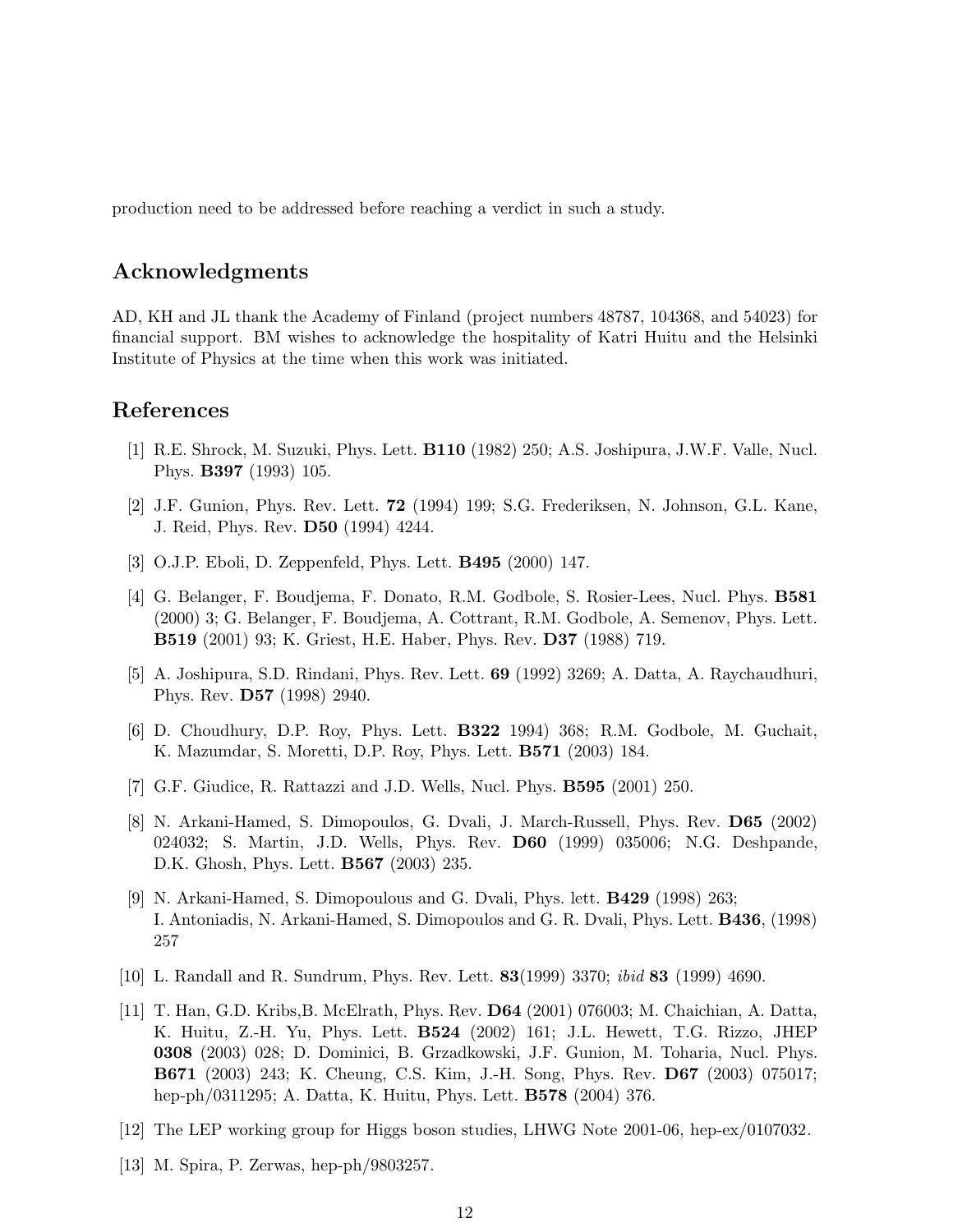production need to be addressed before reaching a verdict in such a study.

## Acknowledgments

AD, KH and JL thank the Academy of Finland (project numbers 48787, 104368, and 54023) for financial support. BM wishes to acknowledge the hospitality of Katri Huitu and the Helsinki Institute of Physics at the time when this work was initiated.

## References

[1] R.E. Shrock, M. Suzuki, Phys. Lett. **B110** (1982) 250; A.S. Joshipura, J.W.F. Valle, Nucl. Phys. **B397** (1993) 105.

[2] J.F. Gunion, Phys. Rev. Lett. **72** (1994) 199; S.G. Frederiksen, N. Johnson, G.L. Kane, J. Reid, Phys. Rev. **D50** (1994) 4244.

[3] O.J.P. Eboli, D. Zeppenfeld, Phys. Lett. **B495** (2000) 147.

[4] G. Belanger, F. Boudjema, F. Donato, R.M. Godbole, S. Rosier-Lees, Nucl. Phys. **B581** (2000) 3; G. Belanger, F. Boudjema, A. Cottrant, R.M. Godbole, A. Semenov, Phys. Lett. **B519** (2001) 93; K. Griest, H.E. Haber, Phys. Rev. **D37** (1988) 719.

[5] A. Joshipura, S.D. Rindani, Phys. Rev. Lett. **69** (1992) 3269; A. Datta, A. Raychaudhuri, Phys. Rev. **D57** (1998) 2940.

[6] D. Choudhury, D.P. Roy, Phys. Lett. **B322** 1994) 368; R.M. Godbole, M. Guchait, K. Mazumdar, S. Moretti, D.P. Roy, Phys. Lett. **B571** (2003) 184.

[7] G.F. Giudice, R. Rattazzi and J.D. Wells, Nucl. Phys. **B595** (2001) 250.

[8] N. Arkani-Hamed, S. Dimopoulos, G. Dvali, J. March-Russell, Phys. Rev. **D65** (2002) 024032; S. Martin, J.D. Wells, Phys. Rev. **D60** (1999) 035006; N.G. Deshpande, D.K. Ghosh, Phys. Lett. **B567** (2003) 235.

[9] N. Arkani-Hamed, S. Dimopoulous and G. Dvali, Phys. lett. **B429** (1998) 263;
I. Antoniadis, N. Arkani-Hamed, S. Dimopoulos and G. R. Dvali, Phys. Lett. **B436**, (1998) 257

[10] L. Randall and R. Sundrum, Phys. Rev. Lett. **83**(1999) 3370; *ibid* **83** (1999) 4690.

[11] T. Han, G.D. Kribs,B. McElrath, Phys. Rev. **D64** (2001) 076003; M. Chaichian, A. Datta, K. Huitu, Z.-H. Yu, Phys. Lett. **B524** (2002) 161; J.L. Hewett, T.G. Rizzo, JHEP **0308** (2003) 028; D. Dominici, B. Grzadkowski, J.F. Gunion, M. Toharia, Nucl. Phys. **B671** (2003) 243; K. Cheung, C.S. Kim, J.-H. Song, Phys. Rev. **D67** (2003) 075017; hep-ph/0311295; A. Datta, K. Huitu, Phys. Lett. **B578** (2004) 376.

[12] The LEP working group for Higgs boson studies, LHWG Note 2001-06, hep-ex/0107032.

[13] M. Spira, P. Zerwas, hep-ph/9803257.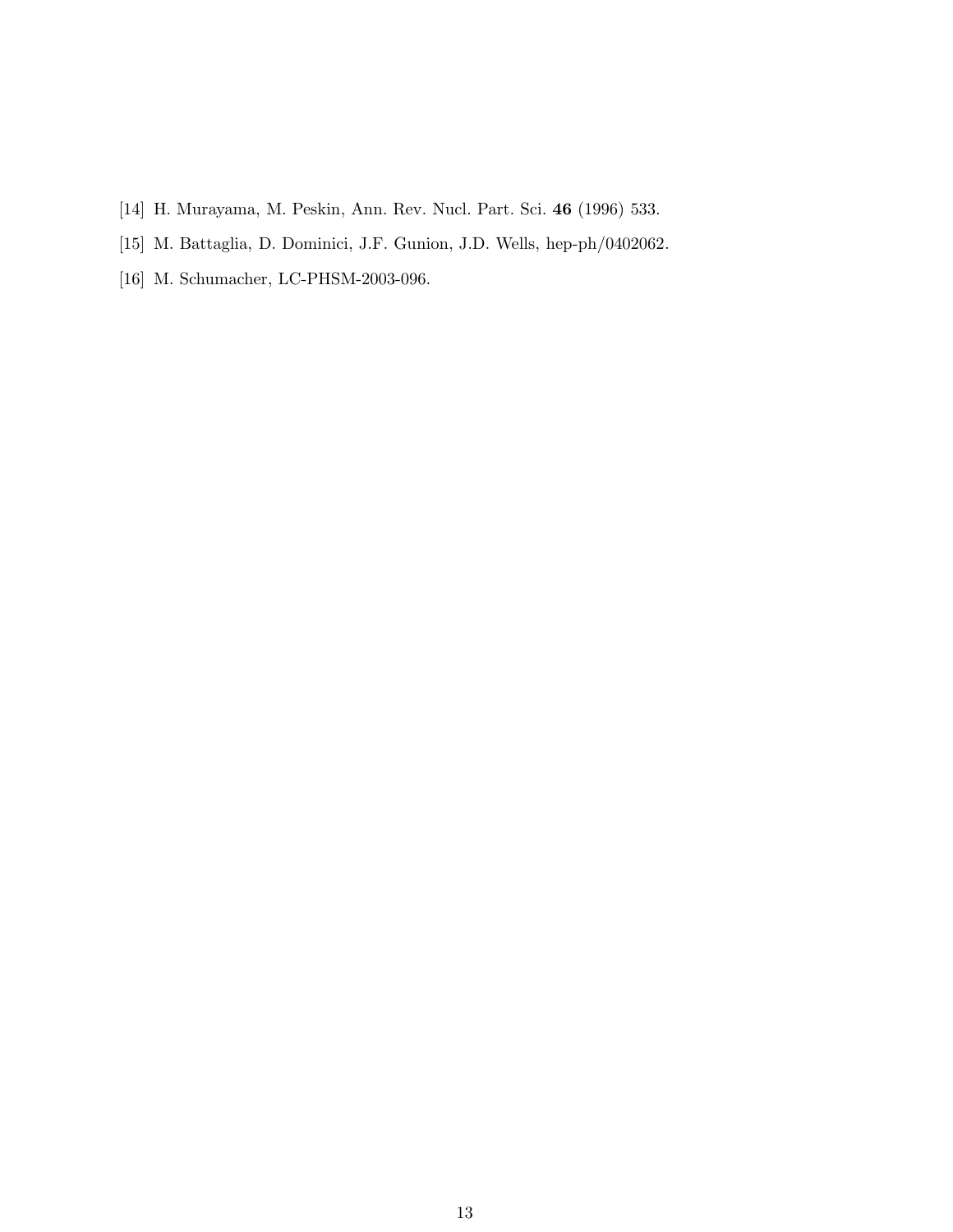[14] H. Murayama, M. Peskin, Ann. Rev. Nucl. Part. Sci. **46** (1996) 533.

[15] M. Battaglia, D. Dominici, J.F. Gunion, J.D. Wells, hep-ph/0402062.

[16] M. Schumacher, LC-PHSM-2003-096.